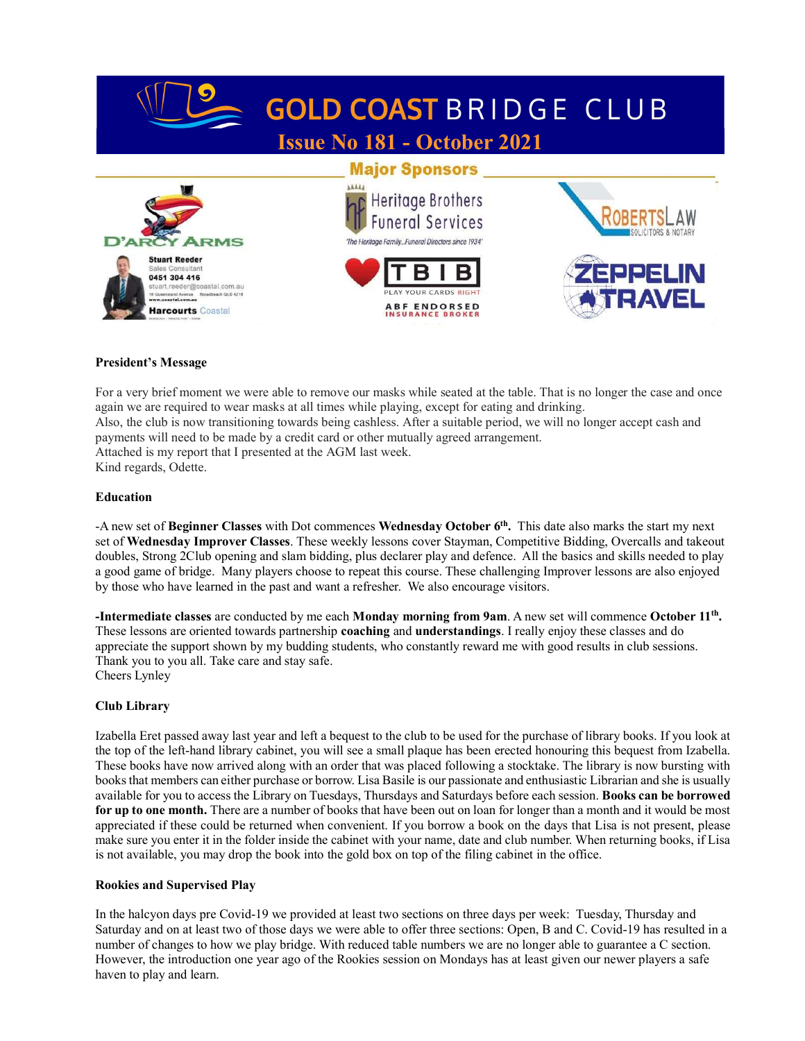# GOLD COAST BRIDGE CLUB

## Issue No 181 - October 2021

### Major Sponsors

D'ARCY ARMS

Stuart Reeder
Sales Consultant
0451 304 416
stuart.reeder@coastal.com.au
18 Queensland Avenue Broadbeach QLD 4218
www.coastal.com.au
Harcourts Coastal

Heritage Brothers Funeral Services
'The Heritage Family...Funeral Directors since 1934'

TBIB
PLAY YOUR CARDS RIGHT
ABF ENDORSED INSURANCE BROKER

ROBERTSLAW
SOLICITORS & NOTARY

ZEPPELIN TRAVEL

**President's Message**

For a very brief moment we were able to remove our masks while seated at the table. That is no longer the case and once again we are required to wear masks at all times while playing, except for eating and drinking.
Also, the club is now transitioning towards being cashless. After a suitable period, we will no longer accept cash and payments will need to be made by a credit card or other mutually agreed arrangement.
Attached is my report that I presented at the AGM last week.
Kind regards, Odette.

**Education**

-A new set of **Beginner Classes** with Dot commences **Wednesday October 6th.** This date also marks the start my next set of **Wednesday Improver Classes**. These weekly lessons cover Stayman, Competitive Bidding, Overcalls and takeout doubles, Strong 2Club opening and slam bidding, plus declarer play and defence. All the basics and skills needed to play a good game of bridge. Many players choose to repeat this course. These challenging Improver lessons are also enjoyed by those who have learned in the past and want a refresher. We also encourage visitors.

**-Intermediate classes** are conducted by me each **Monday morning from 9am**. A new set will commence **October 11th.** These lessons are oriented towards partnership **coaching** and **understandings**. I really enjoy these classes and do appreciate the support shown by my budding students, who constantly reward me with good results in club sessions. Thank you to you all. Take care and stay safe.
Cheers Lynley

**Club Library**

Izabella Eret passed away last year and left a bequest to the club to be used for the purchase of library books. If you look at the top of the left-hand library cabinet, you will see a small plaque has been erected honouring this bequest from Izabella. These books have now arrived along with an order that was placed following a stocktake. The library is now bursting with books that members can either purchase or borrow. Lisa Basile is our passionate and enthusiastic Librarian and she is usually available for you to access the Library on Tuesdays, Thursdays and Saturdays before each session. **Books can be borrowed for up to one month.** There are a number of books that have been out on loan for longer than a month and it would be most appreciated if these could be returned when convenient. If you borrow a book on the days that Lisa is not present, please make sure you enter it in the folder inside the cabinet with your name, date and club number. When returning books, if Lisa is not available, you may drop the book into the gold box on top of the filing cabinet in the office.

**Rookies and Supervised Play**

In the halcyon days pre Covid-19 we provided at least two sections on three days per week: Tuesday, Thursday and Saturday and on at least two of those days we were able to offer three sections: Open, B and C. Covid-19 has resulted in a number of changes to how we play bridge. With reduced table numbers we are no longer able to guarantee a C section. However, the introduction one year ago of the Rookies session on Mondays has at least given our newer players a safe haven to play and learn.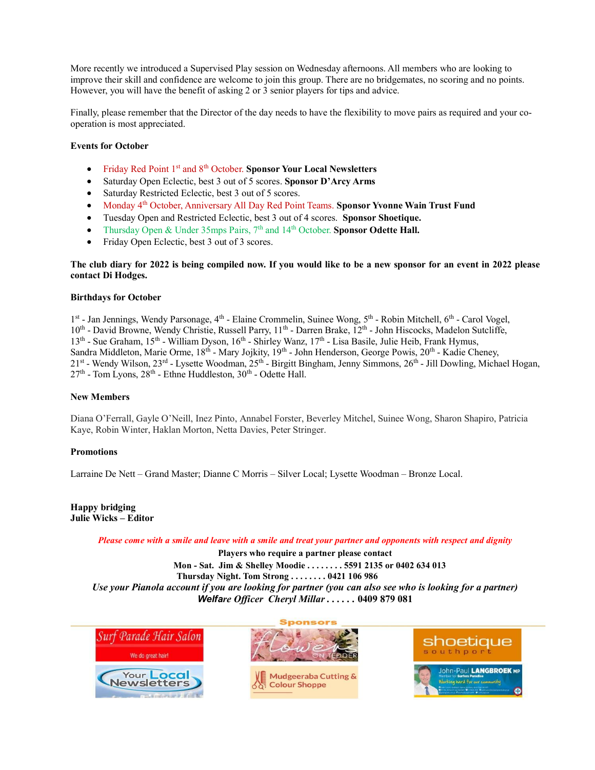More recently we introduced a Supervised Play session on Wednesday afternoons. All members who are looking to improve their skill and confidence are welcome to join this group. There are no bridgemates, no scoring and no points. However, you will have the benefit of asking 2 or 3 senior players for tips and advice.

Finally, please remember that the Director of the day needs to have the flexibility to move pairs as required and your co-operation is most appreciated.

**Events for October**

- Friday Red Point 1st and 8th October. **Sponsor Your Local Newsletters**
- Saturday Open Eclectic, best 3 out of 5 scores. **Sponsor D'Arcy Arms**
- Saturday Restricted Eclectic, best 3 out of 5 scores.
- Monday 4th October, Anniversary All Day Red Point Teams. **Sponsor Yvonne Wain Trust Fund**
- Tuesday Open and Restricted Eclectic, best 3 out of 4 scores. **Sponsor Shoetique.**
- Thursday Open & Under 35mps Pairs, 7th and 14th October. **Sponsor Odette Hall.**
- Friday Open Eclectic, best 3 out of 3 scores.

**The club diary for 2022 is being compiled now. If you would like to be a new sponsor for an event in 2022 please contact Di Hodges.**

**Birthdays for October**

1st - Jan Jennings, Wendy Parsonage, 4th - Elaine Crommelin, Suinee Wong, 5th - Robin Mitchell, 6th - Carol Vogel, 10th - David Browne, Wendy Christie, Russell Parry, 11th - Darren Brake, 12th - John Hiscocks, Madelon Sutcliffe, 13th - Sue Graham, 15th - William Dyson, 16th - Shirley Wanz, 17th - Lisa Basile, Julie Heib, Frank Hymus, Sandra Middleton, Marie Orme, 18th - Mary Jojkity, 19th - John Henderson, George Powis, 20th - Kadie Cheney, 21st - Wendy Wilson, 23rd - Lysette Woodman, 25th - Birgitt Bingham, Jenny Simmons, 26th - Jill Dowling, Michael Hogan, 27th - Tom Lyons, 28th - Ethne Huddleston, 30th - Odette Hall.

**New Members**

Diana O'Ferrall, Gayle O'Neill, Inez Pinto, Annabel Forster, Beverley Mitchel, Suinee Wong, Sharon Shapiro, Patricia Kaye, Robin Winter, Haklan Morton, Netta Davies, Peter Stringer.

**Promotions**

Larraine De Nett – Grand Master; Dianne C Morris – Silver Local; Lysette Woodman – Bronze Local.

**Happy bridging**
**Julie Wicks – Editor**

***Please come with a smile and leave with a smile and treat your partner and opponents with respect and dignity***

**Players who require a partner please contact**

**Mon - Sat. Jim & Shelley Moodie . . . . . . . . 5591 2135 or 0402 634 013**

**Thursday Night. Tom Strong . . . . . . . . 0421 106 986**

***Use your Pianola account if you are looking for partner (you can also see who is looking for a partner)***

***Welfare Officer Cheryl Millar*** **. . . . . . 0409 879 081**

**Sponsors**

Surf Parade Hair Salon — We do great hair! | Flowers on Tedder | shoetique southport | Your Local Newsletters | Mudgeeraba Cutting & Colour Shoppe | John-Paul Langbroek MP — Member for Surfers Paradise — Working hard for our community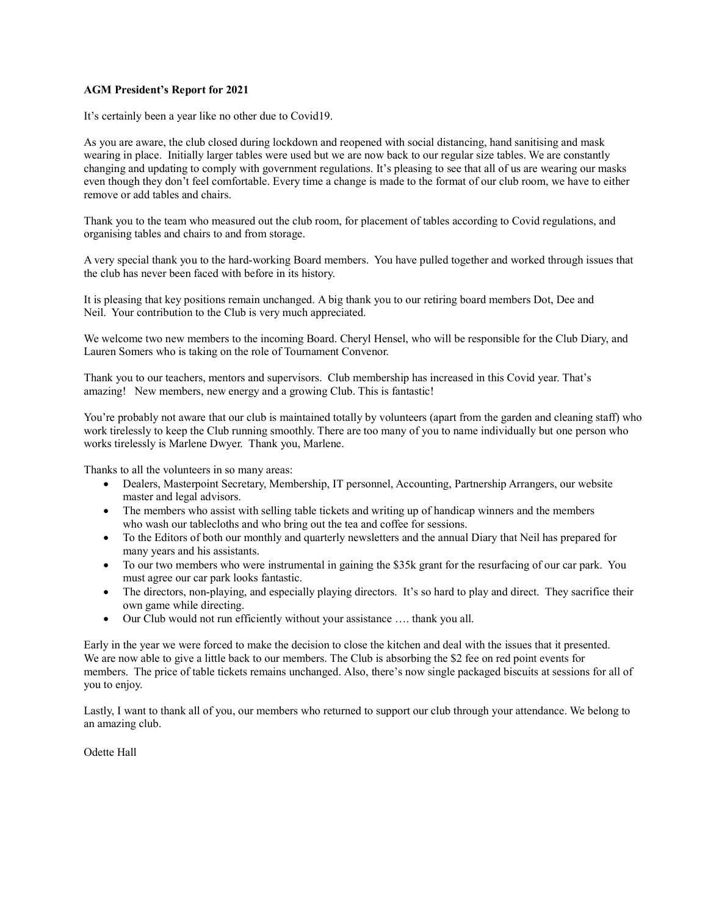**AGM President's Report for 2021**

It's certainly been a year like no other due to Covid19.

As you are aware, the club closed during lockdown and reopened with social distancing, hand sanitising and mask wearing in place. Initially larger tables were used but we are now back to our regular size tables. We are constantly changing and updating to comply with government regulations. It's pleasing to see that all of us are wearing our masks even though they don't feel comfortable. Every time a change is made to the format of our club room, we have to either remove or add tables and chairs.

Thank you to the team who measured out the club room, for placement of tables according to Covid regulations, and organising tables and chairs to and from storage.

A very special thank you to the hard-working Board members. You have pulled together and worked through issues that the club has never been faced with before in its history.

It is pleasing that key positions remain unchanged. A big thank you to our retiring board members Dot, Dee and Neil. Your contribution to the Club is very much appreciated.

We welcome two new members to the incoming Board. Cheryl Hensel, who will be responsible for the Club Diary, and Lauren Somers who is taking on the role of Tournament Convenor.

Thank you to our teachers, mentors and supervisors. Club membership has increased in this Covid year. That's amazing! New members, new energy and a growing Club. This is fantastic!

You're probably not aware that our club is maintained totally by volunteers (apart from the garden and cleaning staff) who work tirelessly to keep the Club running smoothly. There are too many of you to name individually but one person who works tirelessly is Marlene Dwyer. Thank you, Marlene.

Thanks to all the volunteers in so many areas:

- Dealers, Masterpoint Secretary, Membership, IT personnel, Accounting, Partnership Arrangers, our website master and legal advisors.
- The members who assist with selling table tickets and writing up of handicap winners and the members who wash our tablecloths and who bring out the tea and coffee for sessions.
- To the Editors of both our monthly and quarterly newsletters and the annual Diary that Neil has prepared for many years and his assistants.
- To our two members who were instrumental in gaining the $35k grant for the resurfacing of our car park. You must agree our car park looks fantastic.
- The directors, non-playing, and especially playing directors. It's so hard to play and direct. They sacrifice their own game while directing.
- Our Club would not run efficiently without your assistance …. thank you all.

Early in the year we were forced to make the decision to close the kitchen and deal with the issues that it presented. We are now able to give a little back to our members. The Club is absorbing the $2 fee on red point events for members. The price of table tickets remains unchanged. Also, there's now single packaged biscuits at sessions for all of you to enjoy.

Lastly, I want to thank all of you, our members who returned to support our club through your attendance. We belong to an amazing club.

Odette Hall